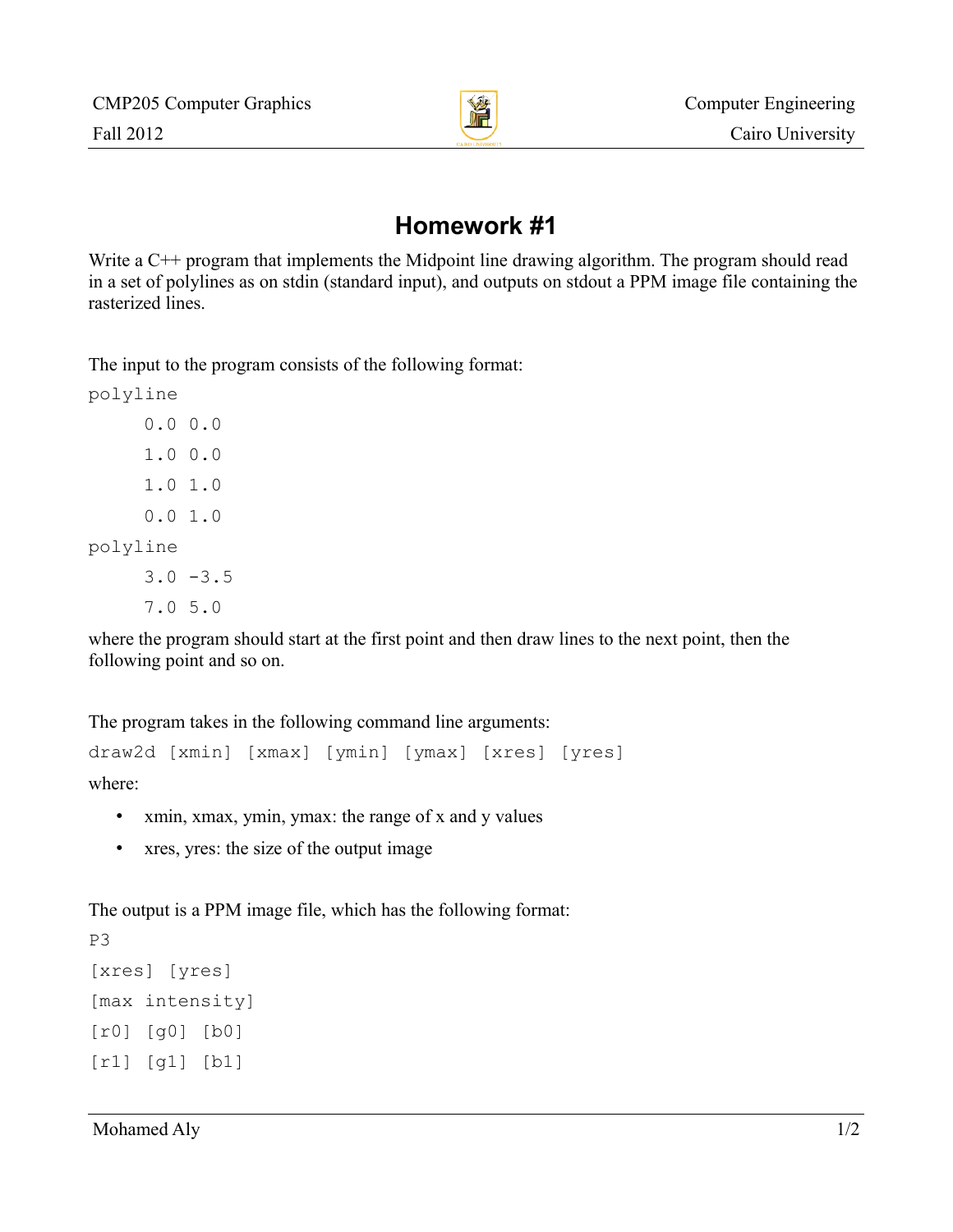# Homework #1

Write a C++ program that implements the Midpoint line drawing algorithm. The program should read in a set of polylines as on stdin (standard input), and outputs on stdout a PPM image file containing the rasterized lines.

The input to the program consists of the following format:

```
polyline
      0.0 0.0
      1.0 0.0
      1.0 1.0
      0.0 1.0
polyline
      3.0 -3.5
      7.0 5.0
```

where the program should start at the first point and then draw lines to the next point, then the following point and so on.

The program takes in the following command line arguments:

```
draw2d [xmin] [xmax] [ymin] [ymax] [xres] [yres]
```

where:

- xmin, xmax, ymin, ymax: the range of x and y values
- xres, yres: the size of the output image

The output is a PPM image file, which has the following format:

```
P3
[xres] [yres]
[max intensity]
[r0] [g0] [b0]
[r1] [g1] [b1]
```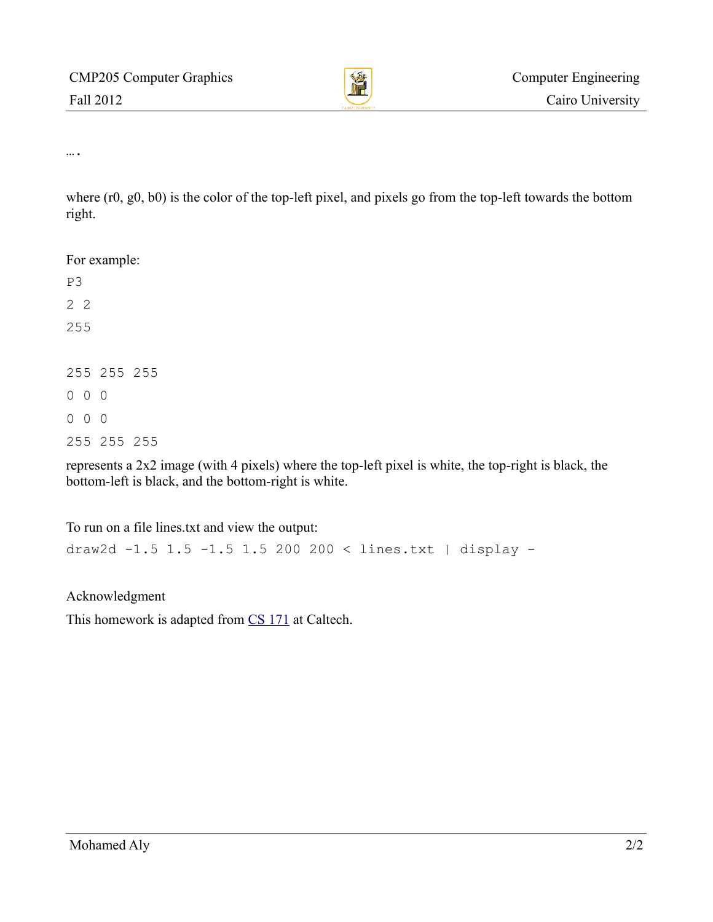….

where (r0, g0, b0) is the color of the top-left pixel, and pixels go from the top-left towards the bottom right.

For example:

```
P3
2 2
255

255 255 255
0 0 0
0 0 0
255 255 255
```

represents a 2x2 image (with 4 pixels) where the top-left pixel is white, the top-right is black, the bottom-left is black, and the bottom-right is white.

To run on a file lines.txt and view the output:

```
draw2d -1.5 1.5 -1.5 1.5 200 200 < lines.txt | display -
```

Acknowledgment

This homework is adapted from [CS 171](CS 171) at Caltech.